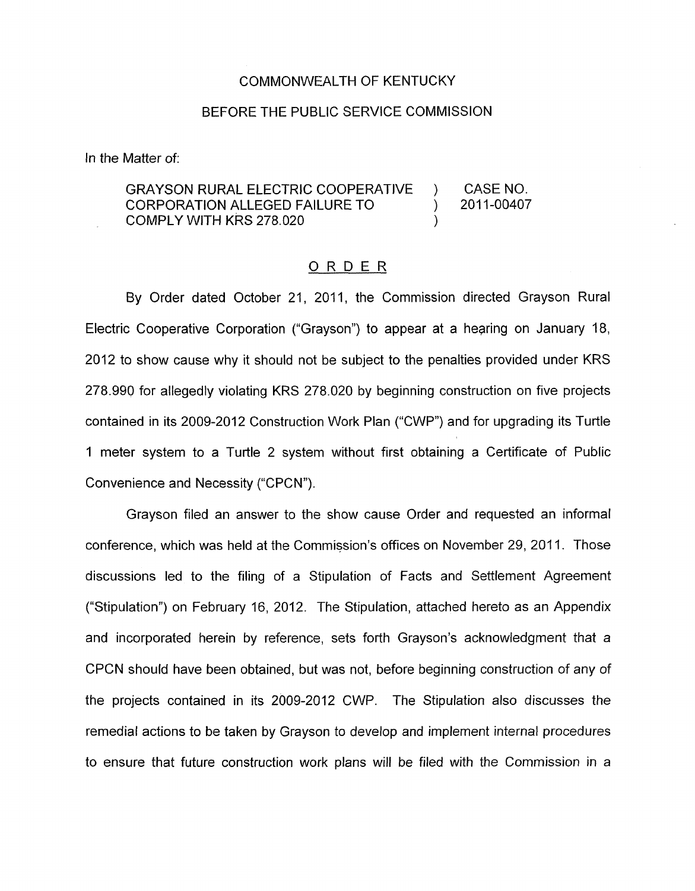COMMONWEALTH OF KENTUCKY

BEFORE THE PUBLIC SERVICE COMMISSION

In the Matter of:

| | | |
|---|---|---|
| GRAYSON RURAL ELECTRIC COOPERATIVE CORPORATION ALLEGED FAILURE TO COMPLY WITH KRS 278.020 | ) ) ) | CASE NO. 2011-00407 |

## ORDER

By Order dated October 21, 2011, the Commission directed Grayson Rural Electric Cooperative Corporation ("Grayson") to appear at a hearing on January 18, 2012 to show cause why it should not be subject to the penalties provided under KRS 278.990 for allegedly violating KRS 278.020 by beginning construction on five projects contained in its 2009-2012 Construction Work Plan ("CWP") and for upgrading its Turtle 1 meter system to a Turtle 2 system without first obtaining a Certificate of Public Convenience and Necessity ("CPCN").

Grayson filed an answer to the show cause Order and requested an informal conference, which was held at the Commission's offices on November 29, 2011. Those discussions led to the filing of a Stipulation of Facts and Settlement Agreement ("Stipulation") on February 16, 2012. The Stipulation, attached hereto as an Appendix and incorporated herein by reference, sets forth Grayson's acknowledgment that a CPCN should have been obtained, but was not, before beginning construction of any of the projects contained in its 2009-2012 CWP. The Stipulation also discusses the remedial actions to be taken by Grayson to develop and implement internal procedures to ensure that future construction work plans will be filed with the Commission in a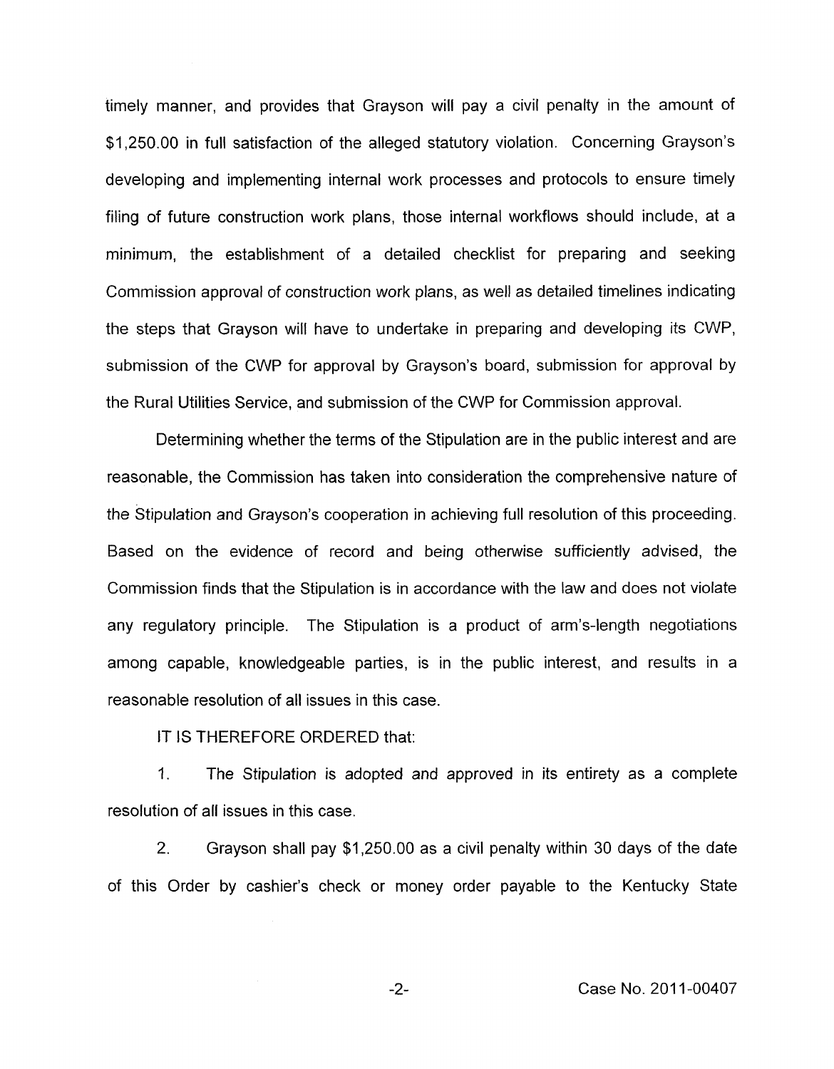timely manner, and provides that Grayson will pay a civil penalty in the amount of $1,250.00 in full satisfaction of the alleged statutory violation. Concerning Grayson's developing and implementing internal work processes and protocols to ensure timely filing of future construction work plans, those internal workflows should include, at a minimum, the establishment of a detailed checklist for preparing and seeking Commission approval of construction work plans, as well as detailed timelines indicating the steps that Grayson will have to undertake in preparing and developing its CWP, submission of the CWP for approval by Grayson's board, submission for approval by the Rural Utilities Service, and submission of the CWP for Commission approval.

Determining whether the terms of the Stipulation are in the public interest and are reasonable, the Commission has taken into consideration the comprehensive nature of the Stipulation and Grayson's cooperation in achieving full resolution of this proceeding. Based on the evidence of record and being otherwise sufficiently advised, the Commission finds that the Stipulation is in accordance with the law and does not violate any regulatory principle. The Stipulation is a product of arm's-length negotiations among capable, knowledgeable parties, is in the public interest, and results in a reasonable resolution of all issues in this case.

IT IS THEREFORE ORDERED that:

1. The Stipulation is adopted and approved in its entirety as a complete resolution of all issues in this case.

2. Grayson shall pay $1,250.00 as a civil penalty within 30 days of the date of this Order by cashier's check or money order payable to the Kentucky State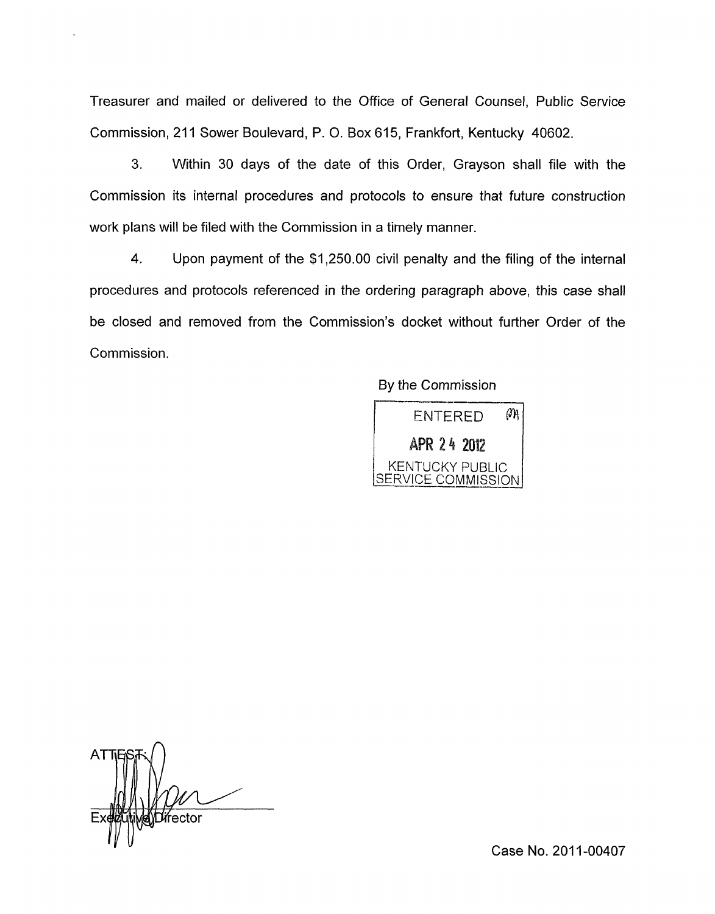Treasurer and mailed or delivered to the Office of General Counsel, Public Service Commission, 211 Sower Boulevard, P. O. Box 615, Frankfort, Kentucky 40602.

3. Within 30 days of the date of this Order, Grayson shall file with the Commission its internal procedures and protocols to ensure that future construction work plans will be filed with the Commission in a timely manner.

4. Upon payment of the $1,250.00 civil penalty and the filing of the internal procedures and protocols referenced in the ordering paragraph above, this case shall be closed and removed from the Commission's docket without further Order of the Commission.

By the Commission

ENTERED

APR 24 2012

KENTUCKY PUBLIC SERVICE COMMISSION

ATTEST:

Executive Director

Case No. 2011-00407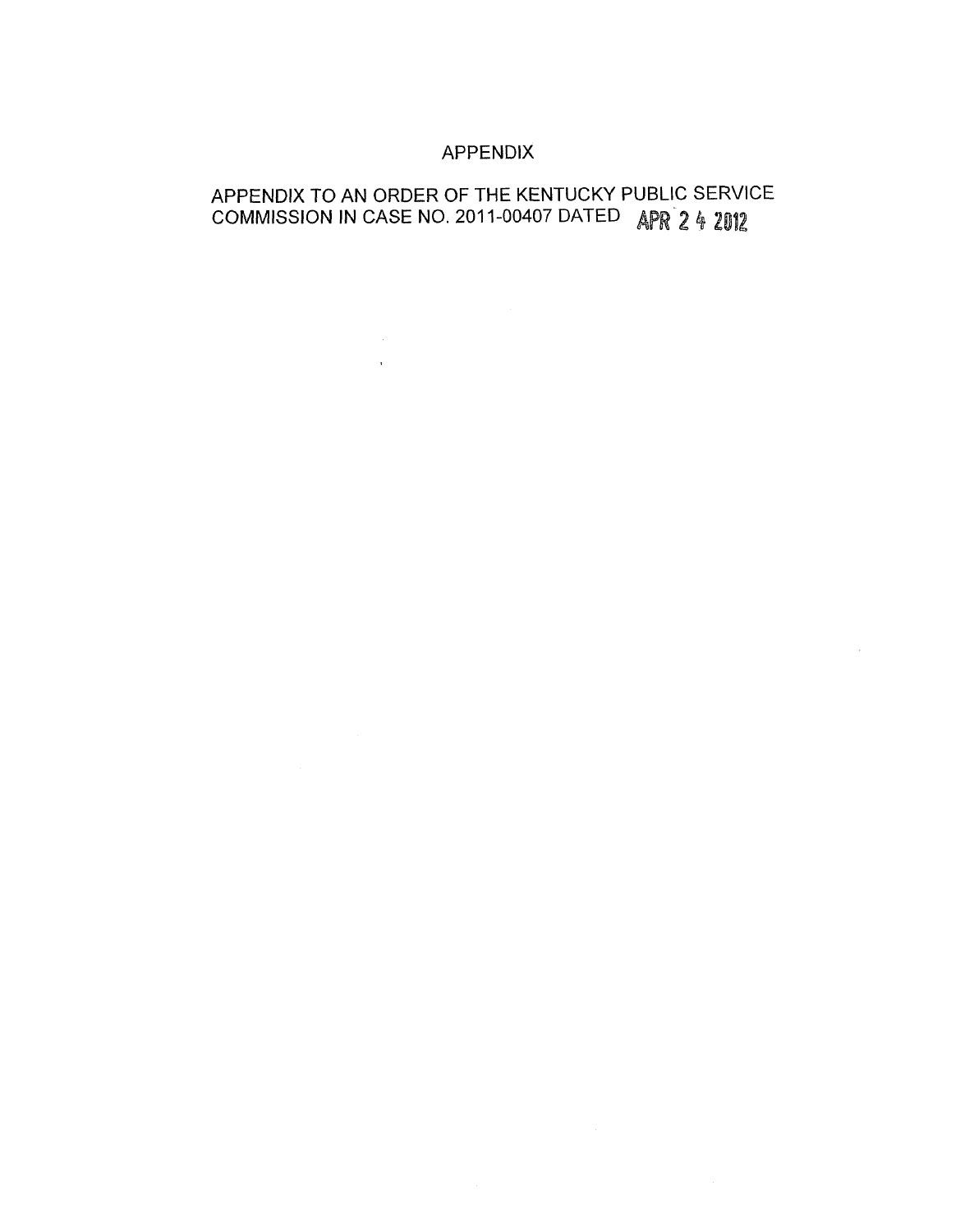# APPENDIX

APPENDIX TO AN ORDER OF THE KENTUCKY PUBLIC SERVICE COMMISSION IN CASE NO. 2011-00407 DATED APR 24 2012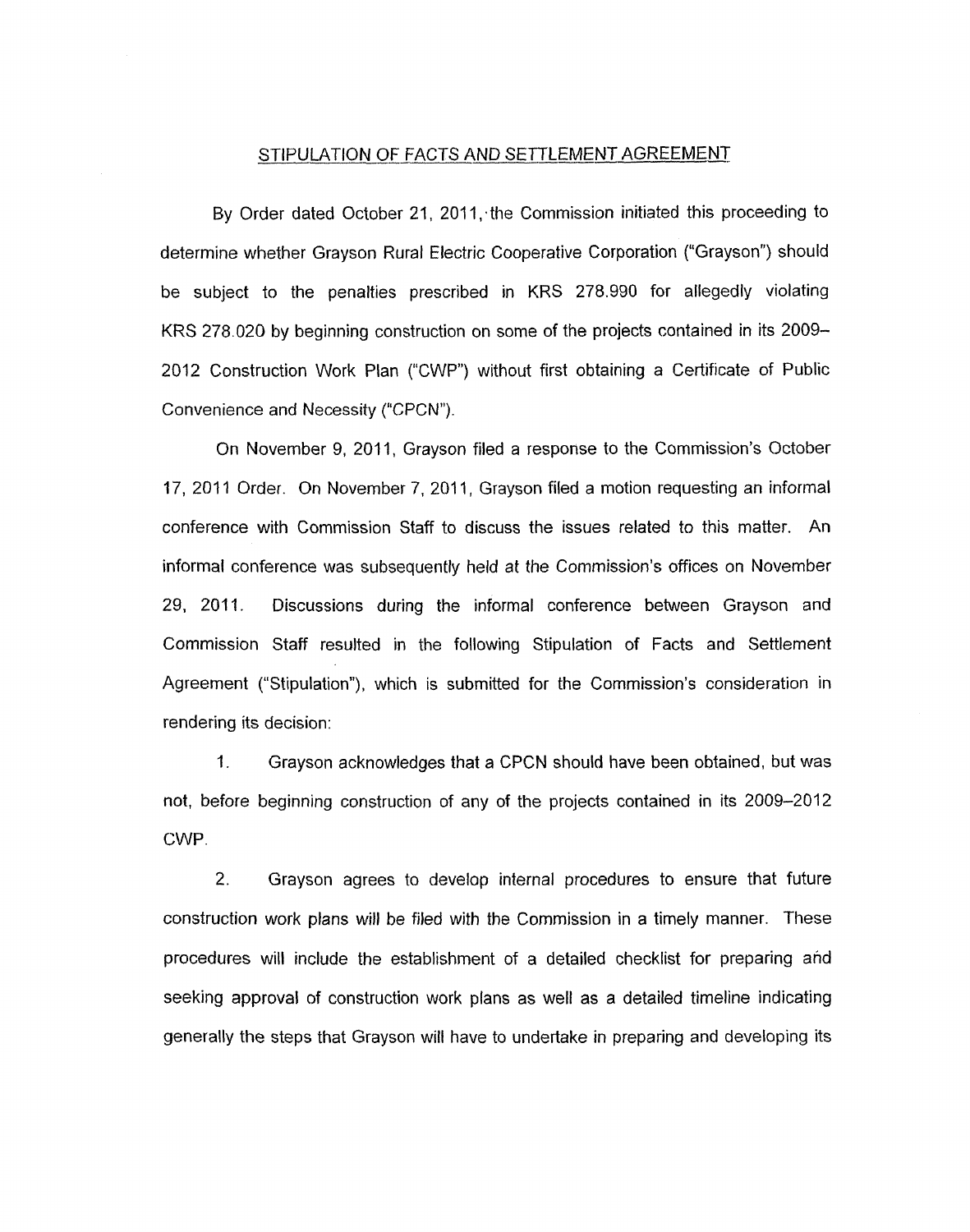STIPULATION OF FACTS AND SETTLEMENT AGREEMENT

By Order dated October 21, 2011, the Commission initiated this proceeding to determine whether Grayson Rural Electric Cooperative Corporation ("Grayson") should be subject to the penalties prescribed in KRS 278.990 for allegedly violating KRS 278.020 by beginning construction on some of the projects contained in its 2009–2012 Construction Work Plan ("CWP") without first obtaining a Certificate of Public Convenience and Necessity ("CPCN").

On November 9, 2011, Grayson filed a response to the Commission's October 17, 2011 Order. On November 7, 2011, Grayson filed a motion requesting an informal conference with Commission Staff to discuss the issues related to this matter. An informal conference was subsequently held at the Commission's offices on November 29, 2011. Discussions during the informal conference between Grayson and Commission Staff resulted in the following Stipulation of Facts and Settlement Agreement ("Stipulation"), which is submitted for the Commission's consideration in rendering its decision:

1. Grayson acknowledges that a CPCN should have been obtained, but was not, before beginning construction of any of the projects contained in its 2009–2012 CWP.

2. Grayson agrees to develop internal procedures to ensure that future construction work plans will be filed with the Commission in a timely manner. These procedures will include the establishment of a detailed checklist for preparing and seeking approval of construction work plans as well as a detailed timeline indicating generally the steps that Grayson will have to undertake in preparing and developing its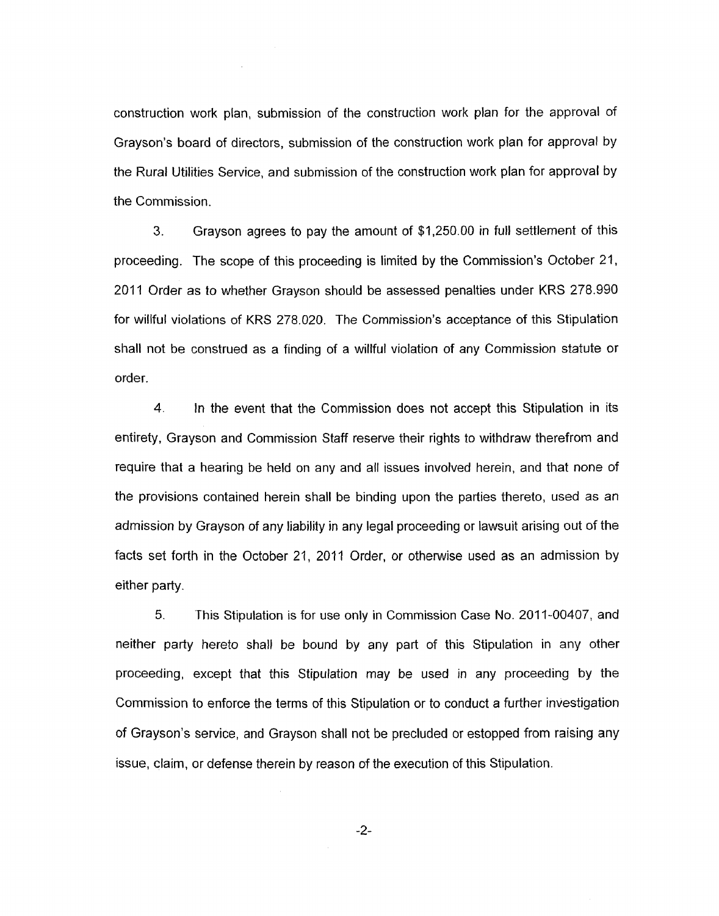construction work plan, submission of the construction work plan for the approval of Grayson's board of directors, submission of the construction work plan for approval by the Rural Utilities Service, and submission of the construction work plan for approval by the Commission.

3. Grayson agrees to pay the amount of $1,250.00 in full settlement of this proceeding. The scope of this proceeding is limited by the Commission's October 21, 2011 Order as to whether Grayson should be assessed penalties under KRS 278.990 for willful violations of KRS 278.020. The Commission's acceptance of this Stipulation shall not be construed as a finding of a willful violation of any Commission statute or order.

4. In the event that the Commission does not accept this Stipulation in its entirety, Grayson and Commission Staff reserve their rights to withdraw therefrom and require that a hearing be held on any and all issues involved herein, and that none of the provisions contained herein shall be binding upon the parties thereto, used as an admission by Grayson of any liability in any legal proceeding or lawsuit arising out of the facts set forth in the October 21, 2011 Order, or otherwise used as an admission by either party.

5. This Stipulation is for use only in Commission Case No. 2011-00407, and neither party hereto shall be bound by any part of this Stipulation in any other proceeding, except that this Stipulation may be used in any proceeding by the Commission to enforce the terms of this Stipulation or to conduct a further investigation of Grayson's service, and Grayson shall not be precluded or estopped from raising any issue, claim, or defense therein by reason of the execution of this Stipulation.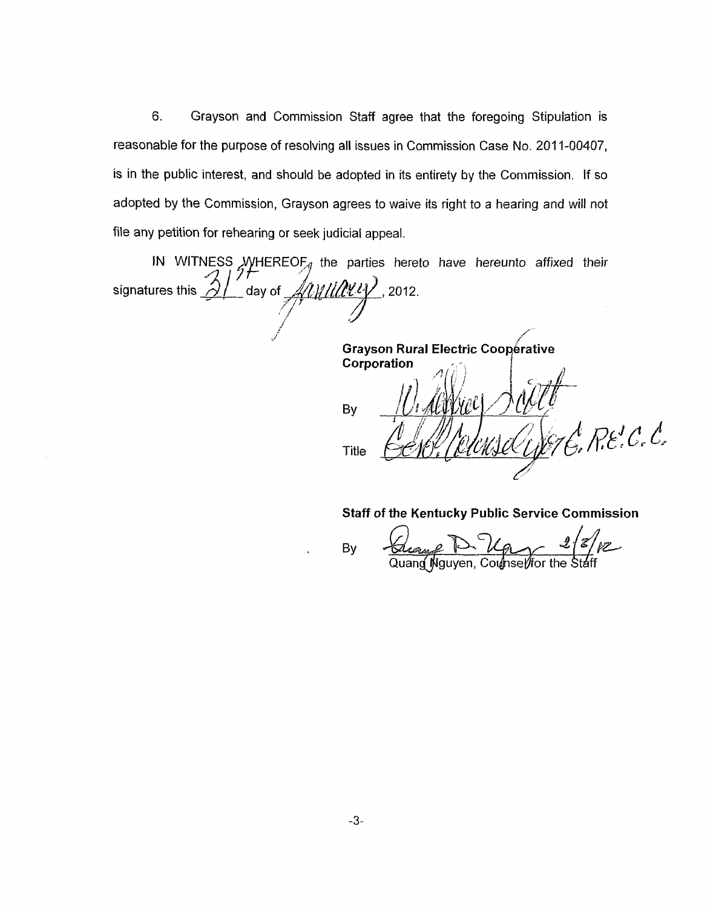6. Grayson and Commission Staff agree that the foregoing Stipulation is reasonable for the purpose of resolving all issues in Commission Case No. 2011-00407, is in the public interest, and should be adopted in its entirety by the Commission. If so adopted by the Commission, Grayson agrees to waive its right to a hearing and will not file any petition for rehearing or seek judicial appeal.

IN WITNESS WHEREOF, the parties hereto have hereunto affixed their signatures this 31st day of January, 2012.

**Grayson Rural Electric Cooperative Corporation**

By _______________

Title _______________

**Staff of the Kentucky Public Service Commission**

By _______________ 2/3/12
Quang Nguyen, Counsel for the Staff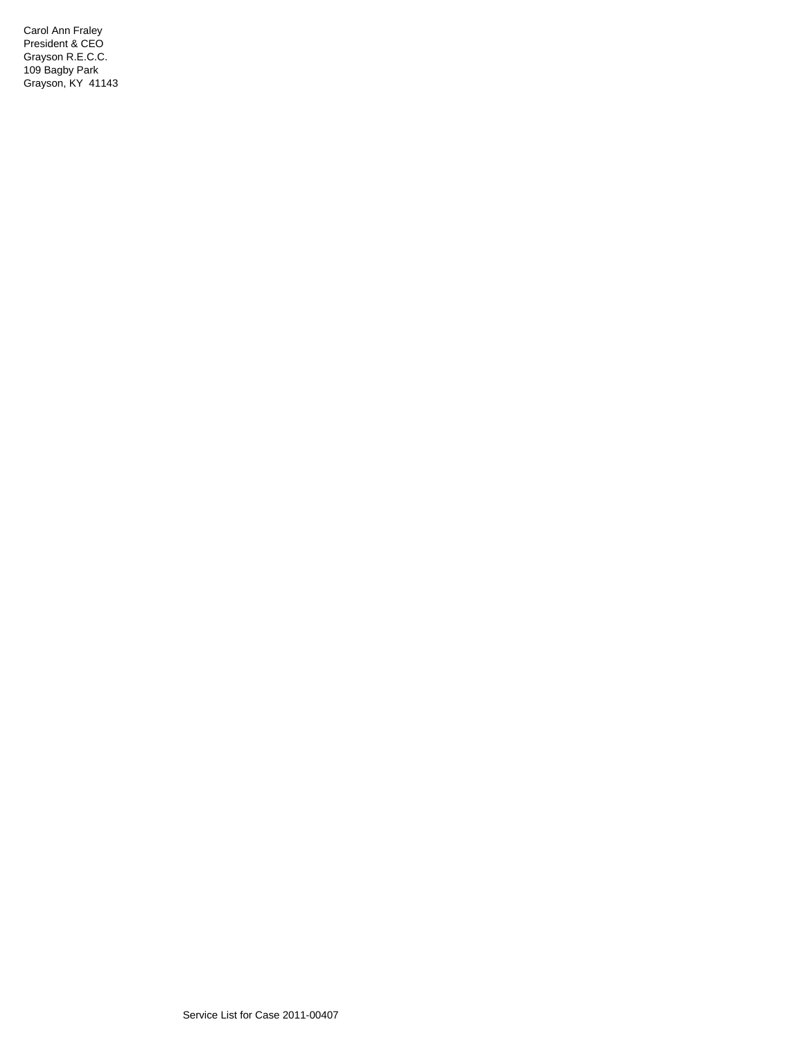Carol Ann Fraley
President & CEO
Grayson R.E.C.C.
109 Bagby Park
Grayson, KY  41143